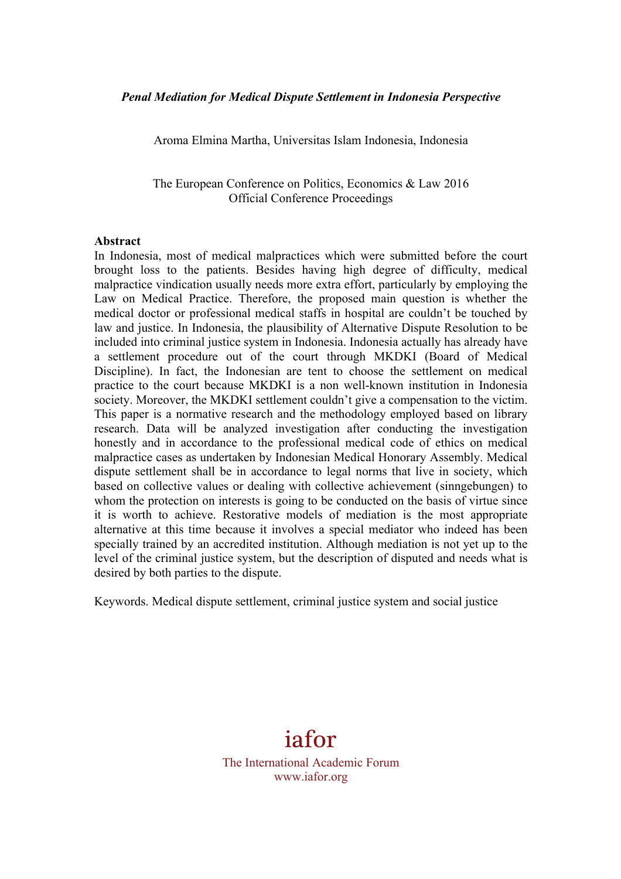***Penal Mediation for Medical Dispute Settlement in Indonesia Perspective***

Aroma Elmina Martha, Universitas Islam Indonesia, Indonesia

The European Conference on Politics, Economics & Law 2016
Official Conference Proceedings

**Abstract**

In Indonesia, most of medical malpractices which were submitted before the court brought loss to the patients. Besides having high degree of difficulty, medical malpractice vindication usually needs more extra effort, particularly by employing the Law on Medical Practice. Therefore, the proposed main question is whether the medical doctor or professional medical staffs in hospital are couldn't be touched by law and justice. In Indonesia, the plausibility of Alternative Dispute Resolution to be included into criminal justice system in Indonesia. Indonesia actually has already have a settlement procedure out of the court through MKDKI (Board of Medical Discipline). In fact, the Indonesian are tent to choose the settlement on medical practice to the court because MKDKI is a non well-known institution in Indonesia society. Moreover, the MKDKI settlement couldn't give a compensation to the victim. This paper is a normative research and the methodology employed based on library research. Data will be analyzed investigation after conducting the investigation honestly and in accordance to the professional medical code of ethics on medical malpractice cases as undertaken by Indonesian Medical Honorary Assembly. Medical dispute settlement shall be in accordance to legal norms that live in society, which based on collective values or dealing with collective achievement (sinngebungen) to whom the protection on interests is going to be conducted on the basis of virtue since it is worth to achieve. Restorative models of mediation is the most appropriate alternative at this time because it involves a special mediator who indeed has been specially trained by an accredited institution. Although mediation is not yet up to the level of the criminal justice system, but the description of disputed and needs what is desired by both parties to the dispute.

Keywords. Medical dispute settlement, criminal justice system and social justice

iafor

The International Academic Forum
www.iafor.org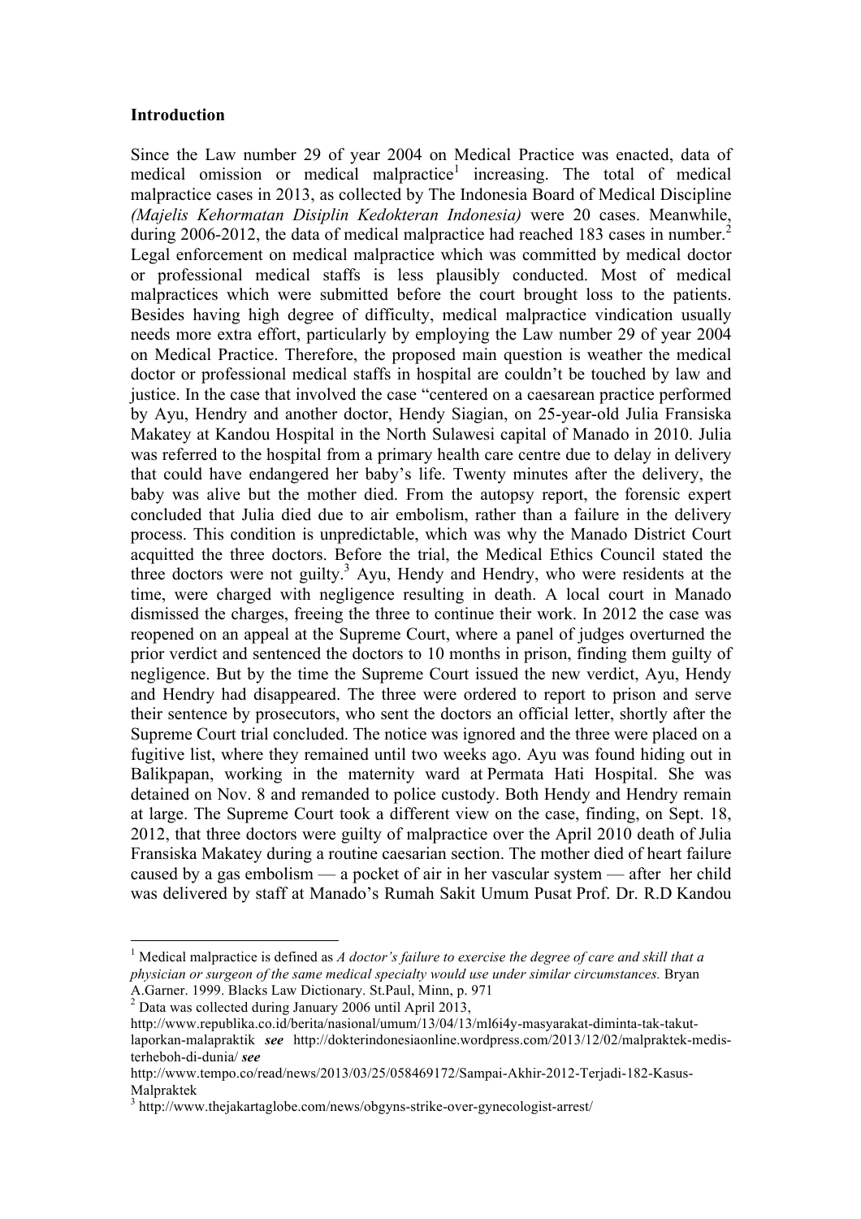### Introduction

Since the Law number 29 of year 2004 on Medical Practice was enacted, data of medical omission or medical malpractice[1] increasing. The total of medical malpractice cases in 2013, as collected by The Indonesia Board of Medical Discipline *(Majelis Kehormatan Disiplin Kedokteran Indonesia)* were 20 cases. Meanwhile, during 2006-2012, the data of medical malpractice had reached 183 cases in number.[2] Legal enforcement on medical malpractice which was committed by medical doctor or professional medical staffs is less plausibly conducted. Most of medical malpractices which were submitted before the court brought loss to the patients. Besides having high degree of difficulty, medical malpractice vindication usually needs more extra effort, particularly by employing the Law number 29 of year 2004 on Medical Practice. Therefore, the proposed main question is weather the medical doctor or professional medical staffs in hospital are couldn't be touched by law and justice. In the case that involved the case "centered on a caesarean practice performed by Ayu, Hendry and another doctor, Hendy Siagian, on 25-year-old Julia Fransiska Makatey at Kandou Hospital in the North Sulawesi capital of Manado in 2010. Julia was referred to the hospital from a primary health care centre due to delay in delivery that could have endangered her baby's life. Twenty minutes after the delivery, the baby was alive but the mother died. From the autopsy report, the forensic expert concluded that Julia died due to air embolism, rather than a failure in the delivery process. This condition is unpredictable, which was why the Manado District Court acquitted the three doctors. Before the trial, the Medical Ethics Council stated the three doctors were not guilty.[3] Ayu, Hendy and Hendry, who were residents at the time, were charged with negligence resulting in death. A local court in Manado dismissed the charges, freeing the three to continue their work. In 2012 the case was reopened on an appeal at the Supreme Court, where a panel of judges overturned the prior verdict and sentenced the doctors to 10 months in prison, finding them guilty of negligence. But by the time the Supreme Court issued the new verdict, Ayu, Hendy and Hendry had disappeared. The three were ordered to report to prison and serve their sentence by prosecutors, who sent the doctors an official letter, shortly after the Supreme Court trial concluded. The notice was ignored and the three were placed on a fugitive list, where they remained until two weeks ago. Ayu was found hiding out in Balikpapan, working in the maternity ward at Permata Hati Hospital. She was detained on Nov. 8 and remanded to police custody. Both Hendy and Hendry remain at large. The Supreme Court took a different view on the case, finding, on Sept. 18, 2012, that three doctors were guilty of malpractice over the April 2010 death of Julia Fransiska Makatey during a routine caesarian section. The mother died of heart failure caused by a gas embolism — a pocket of air in her vascular system — after her child was delivered by staff at Manado's Rumah Sakit Umum Pusat Prof. Dr. R.D Kandou

---

[1] Medical malpractice is defined as *A doctor's failure to exercise the degree of care and skill that a physician or surgeon of the same medical specialty would use under similar circumstances.* Bryan A.Garner. 1999. Blacks Law Dictionary. St.Paul, Minn, p. 971

[2] Data was collected during January 2006 until April 2013, http://www.republika.co.id/berita/nasional/umum/13/04/13/ml6i4y-masyarakat-diminta-tak-takut-laporkan-malapraktik ***see*** http://dokterindonesiaonline.wordpress.com/2013/12/02/malpraktek-medis-terheboh-di-dunia/ ***see*** http://www.tempo.co/read/news/2013/03/25/058469172/Sampai-Akhir-2012-Terjadi-182-Kasus-Malpraktek

[3] http://www.thejakartaglobe.com/news/obgyns-strike-over-gynecologist-arrest/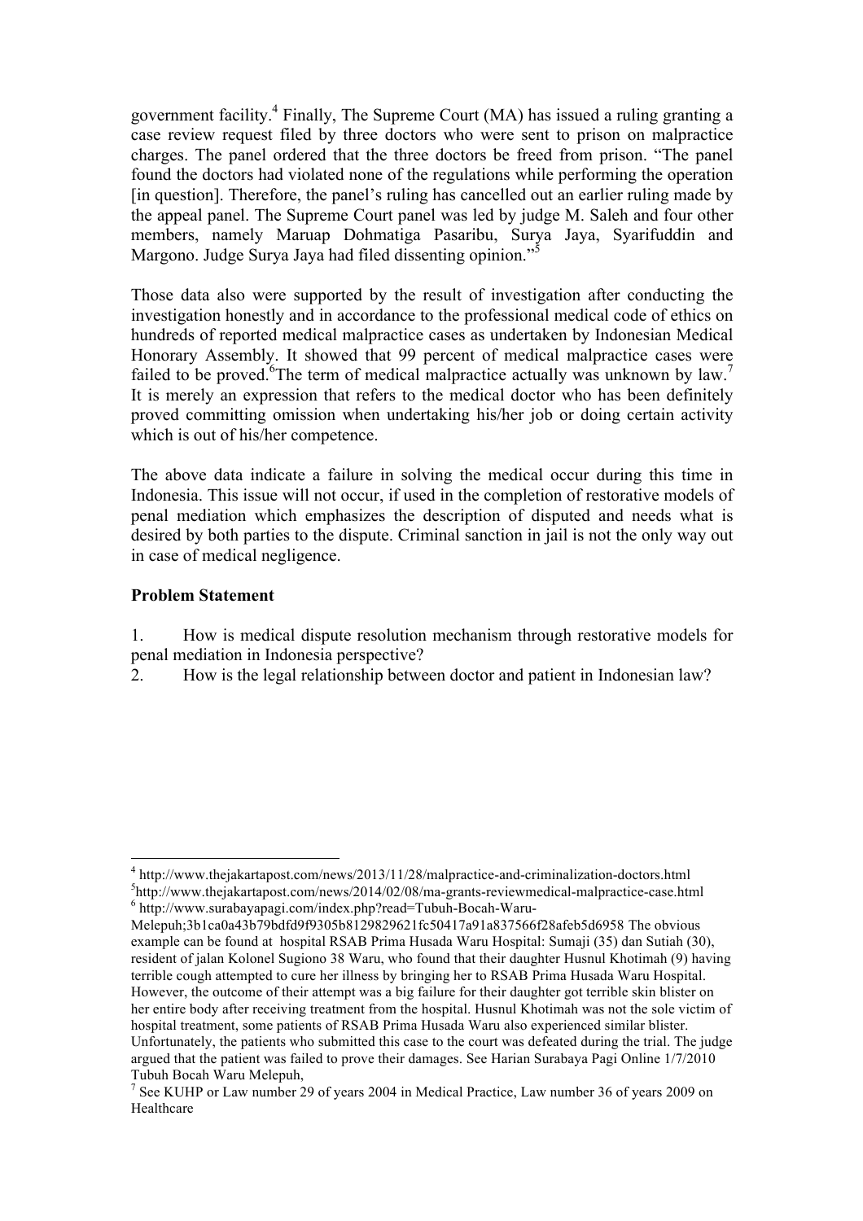government facility.[4] Finally, The Supreme Court (MA) has issued a ruling granting a case review request filed by three doctors who were sent to prison on malpractice charges. The panel ordered that the three doctors be freed from prison. "The panel found the doctors had violated none of the regulations while performing the operation [in question]. Therefore, the panel's ruling has cancelled out an earlier ruling made by the appeal panel. The Supreme Court panel was led by judge M. Saleh and four other members, namely Maruap Dohmatiga Pasaribu, Surya Jaya, Syarifuddin and Margono. Judge Surya Jaya had filed dissenting opinion."[5]

Those data also were supported by the result of investigation after conducting the investigation honestly and in accordance to the professional medical code of ethics on hundreds of reported medical malpractice cases as undertaken by Indonesian Medical Honorary Assembly. It showed that 99 percent of medical malpractice cases were failed to be proved.[6]The term of medical malpractice actually was unknown by law.[7] It is merely an expression that refers to the medical doctor who has been definitely proved committing omission when undertaking his/her job or doing certain activity which is out of his/her competence.

The above data indicate a failure in solving the medical occur during this time in Indonesia. This issue will not occur, if used in the completion of restorative models of penal mediation which emphasizes the description of disputed and needs what is desired by both parties to the dispute. Criminal sanction in jail is not the only way out in case of medical negligence.

**Problem Statement**

1. How is medical dispute resolution mechanism through restorative models for penal mediation in Indonesia perspective?
2. How is the legal relationship between doctor and patient in Indonesian law?

---

[4] http://www.thejakartapost.com/news/2013/11/28/malpractice-and-criminalization-doctors.html

[5] http://www.thejakartapost.com/news/2014/02/08/ma-grants-reviewmedical-malpractice-case.html

[6] http://www.surabayapagi.com/index.php?read=Tubuh-Bocah-Waru-Melepuh;3b1ca0a43b79bdfd9f9305b8129829621fc50417a91a837566f28afeb5d6958 The obvious example can be found at hospital RSAB Prima Husada Waru Hospital: Sumaji (35) dan Sutiah (30), resident of jalan Kolonel Sugiono 38 Waru, who found that their daughter Husnul Khotimah (9) having terrible cough attempted to cure her illness by bringing her to RSAB Prima Husada Waru Hospital. However, the outcome of their attempt was a big failure for their daughter got terrible skin blister on her entire body after receiving treatment from the hospital. Husnul Khotimah was not the sole victim of hospital treatment, some patients of RSAB Prima Husada Waru also experienced similar blister. Unfortunately, the patients who submitted this case to the court was defeated during the trial. The judge argued that the patient was failed to prove their damages. See Harian Surabaya Pagi Online 1/7/2010 Tubuh Bocah Waru Melepuh,

[7] See KUHP or Law number 29 of years 2004 in Medical Practice, Law number 36 of years 2009 on Healthcare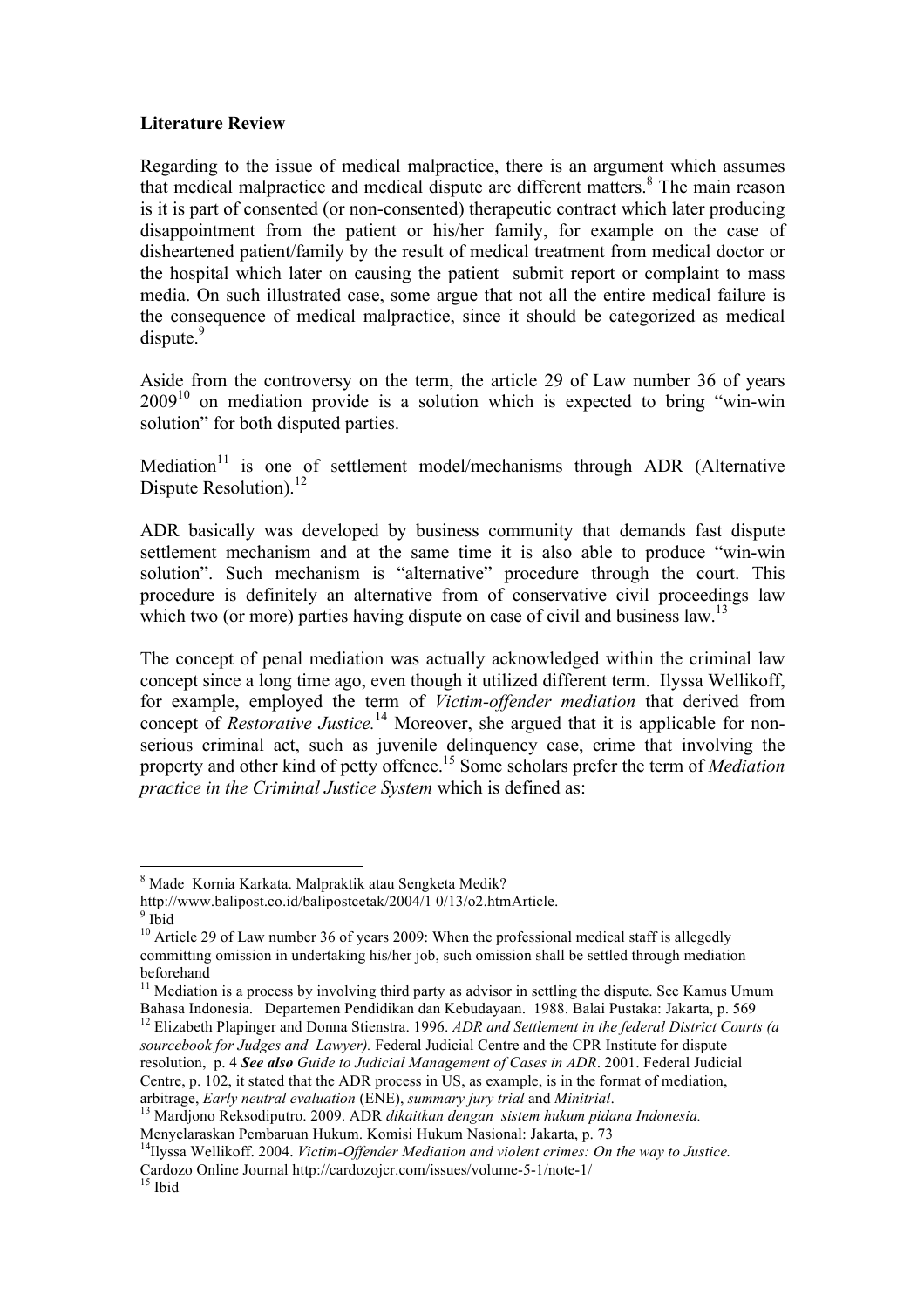**Literature Review**

Regarding to the issue of medical malpractice, there is an argument which assumes that medical malpractice and medical dispute are different matters.[8] The main reason is it is part of consented (or non-consented) therapeutic contract which later producing disappointment from the patient or his/her family, for example on the case of disheartened patient/family by the result of medical treatment from medical doctor or the hospital which later on causing the patient submit report or complaint to mass media. On such illustrated case, some argue that not all the entire medical failure is the consequence of medical malpractice, since it should be categorized as medical dispute.[9]

Aside from the controversy on the term, the article 29 of Law number 36 of years 2009[10] on mediation provide is a solution which is expected to bring "win-win solution" for both disputed parties.

Mediation[11] is one of settlement model/mechanisms through ADR (Alternative Dispute Resolution).[12]

ADR basically was developed by business community that demands fast dispute settlement mechanism and at the same time it is also able to produce "win-win solution". Such mechanism is "alternative" procedure through the court. This procedure is definitely an alternative from of conservative civil proceedings law which two (or more) parties having dispute on case of civil and business law.[13]

The concept of penal mediation was actually acknowledged within the criminal law concept since a long time ago, even though it utilized different term. Ilyssa Wellikoff, for example, employed the term of *Victim-offender mediation* that derived from concept of *Restorative Justice.*[14] Moreover, she argued that it is applicable for non-serious criminal act, such as juvenile delinquency case, crime that involving the property and other kind of petty offence.[15] Some scholars prefer the term of *Mediation practice in the Criminal Justice System* which is defined as:

---

[8] Made Kornia Karkata. Malpraktik atau Sengketa Medik? http://www.balipost.co.id/balipostcetak/2004/1 0/13/o2.htmArticle.

[9] Ibid

[10] Article 29 of Law number 36 of years 2009: When the professional medical staff is allegedly committing omission in undertaking his/her job, such omission shall be settled through mediation beforehand

[11] Mediation is a process by involving third party as advisor in settling the dispute. See Kamus Umum Bahasa Indonesia. Departemen Pendidikan dan Kebudayaan. 1988. Balai Pustaka: Jakarta, p. 569

[12] Elizabeth Plapinger and Donna Stienstra. 1996. *ADR and Settlement in the federal District Courts (a sourcebook for Judges and Lawyer).* Federal Judicial Centre and the CPR Institute for dispute resolution, p. 4 ***See also*** *Guide to Judicial Management of Cases in ADR*. 2001. Federal Judicial Centre, p. 102, it stated that the ADR process in US, as example, is in the format of mediation, arbitrage, *Early neutral evaluation* (ENE), *summary jury trial* and *Minitrial*.

[13] Mardjono Reksodiputro. 2009. ADR *dikaitkan dengan sistem hukum pidana Indonesia.* Menyelaraskan Pembaruan Hukum. Komisi Hukum Nasional: Jakarta, p. 73

[14] Ilyssa Wellikoff. 2004. *Victim-Offender Mediation and violent crimes: On the way to Justice.* Cardozo Online Journal http://cardozojcr.com/issues/volume-5-1/note-1/

[15] Ibid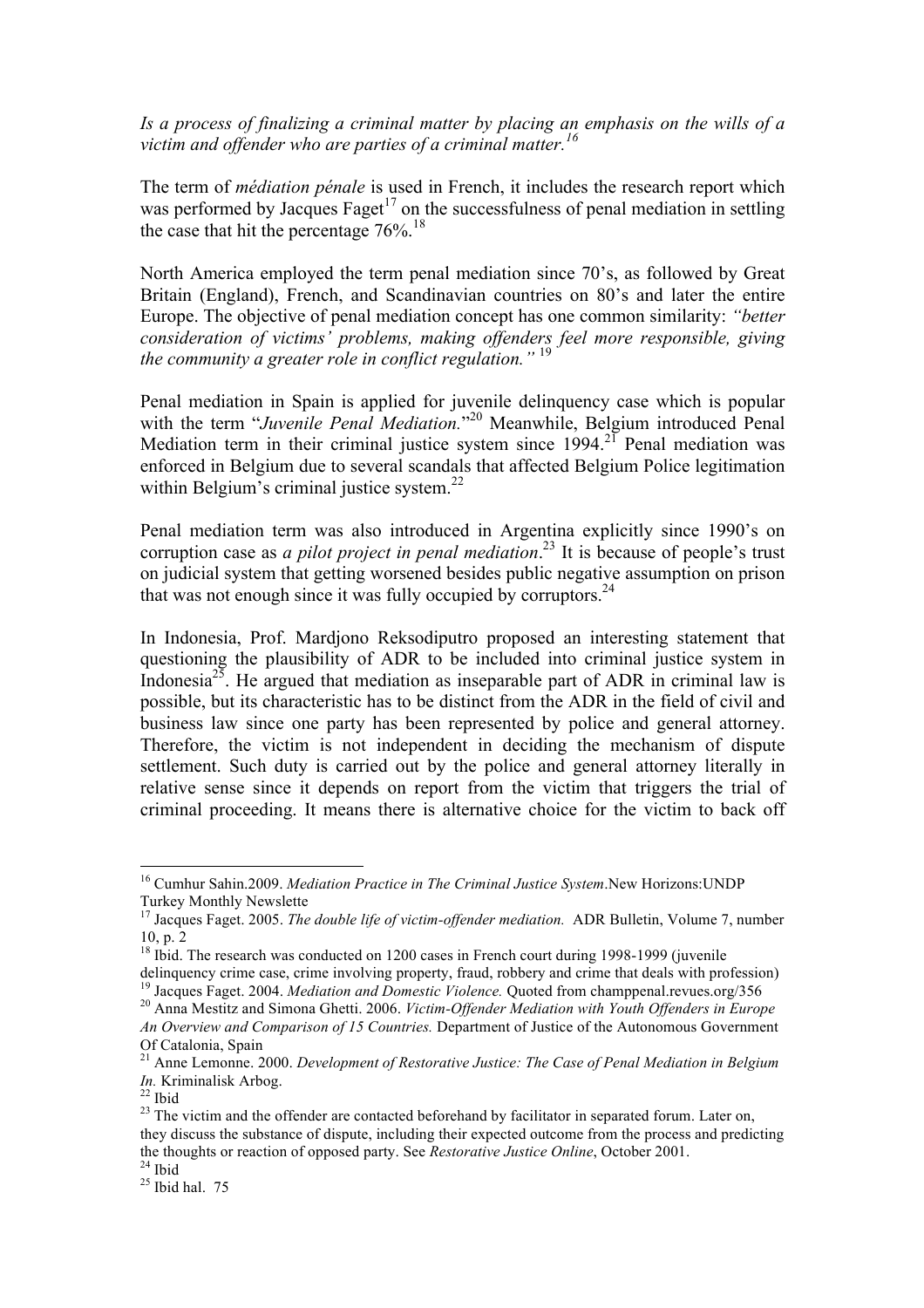*Is a process of finalizing a criminal matter by placing an emphasis on the wills of a victim and offender who are parties of a criminal matter.*[16]

The term of *médiation pénale* is used in French, it includes the research report which was performed by Jacques Faget[17] on the successfulness of penal mediation in settling the case that hit the percentage 76%.[18]

North America employed the term penal mediation since 70's, as followed by Great Britain (England), French, and Scandinavian countries on 80's and later the entire Europe. The objective of penal mediation concept has one common similarity: *"better consideration of victims' problems, making offenders feel more responsible, giving the community a greater role in conflict regulation."* [19]

Penal mediation in Spain is applied for juvenile delinquency case which is popular with the term "*Juvenile Penal Mediation.*"[20] Meanwhile, Belgium introduced Penal Mediation term in their criminal justice system since 1994.[21] Penal mediation was enforced in Belgium due to several scandals that affected Belgium Police legitimation within Belgium's criminal justice system.[22]

Penal mediation term was also introduced in Argentina explicitly since 1990's on corruption case as *a pilot project in penal mediation*.[23] It is because of people's trust on judicial system that getting worsened besides public negative assumption on prison that was not enough since it was fully occupied by corruptors.[24]

In Indonesia, Prof. Mardjono Reksodiputro proposed an interesting statement that questioning the plausibility of ADR to be included into criminal justice system in Indonesia[25]. He argued that mediation as inseparable part of ADR in criminal law is possible, but its characteristic has to be distinct from the ADR in the field of civil and business law since one party has been represented by police and general attorney. Therefore, the victim is not independent in deciding the mechanism of dispute settlement. Such duty is carried out by the police and general attorney literally in relative sense since it depends on report from the victim that triggers the trial of criminal proceeding. It means there is alternative choice for the victim to back off

---

[16] Cumhur Sahin.2009. *Mediation Practice in The Criminal Justice System*.New Horizons:UNDP Turkey Monthly Newslette

[17] Jacques Faget. 2005. *The double life of victim-offender mediation.* ADR Bulletin, Volume 7, number 10, p. 2

[18] Ibid. The research was conducted on 1200 cases in French court during 1998-1999 (juvenile delinquency crime case, crime involving property, fraud, robbery and crime that deals with profession)

[19] Jacques Faget. 2004. *Mediation and Domestic Violence.* Quoted from champpenal.revues.org/356

[20] Anna Mestitz and Simona Ghetti. 2006. *Victim-Offender Mediation with Youth Offenders in Europe An Overview and Comparison of 15 Countries.* Department of Justice of the Autonomous Government Of Catalonia, Spain

[21] Anne Lemonne. 2000. *Development of Restorative Justice: The Case of Penal Mediation in Belgium In.* Kriminalisk Arbog.

[22] Ibid

[23] The victim and the offender are contacted beforehand by facilitator in separated forum. Later on, they discuss the substance of dispute, including their expected outcome from the process and predicting the thoughts or reaction of opposed party. See *Restorative Justice Online*, October 2001.

[24] Ibid

[25] Ibid hal. 75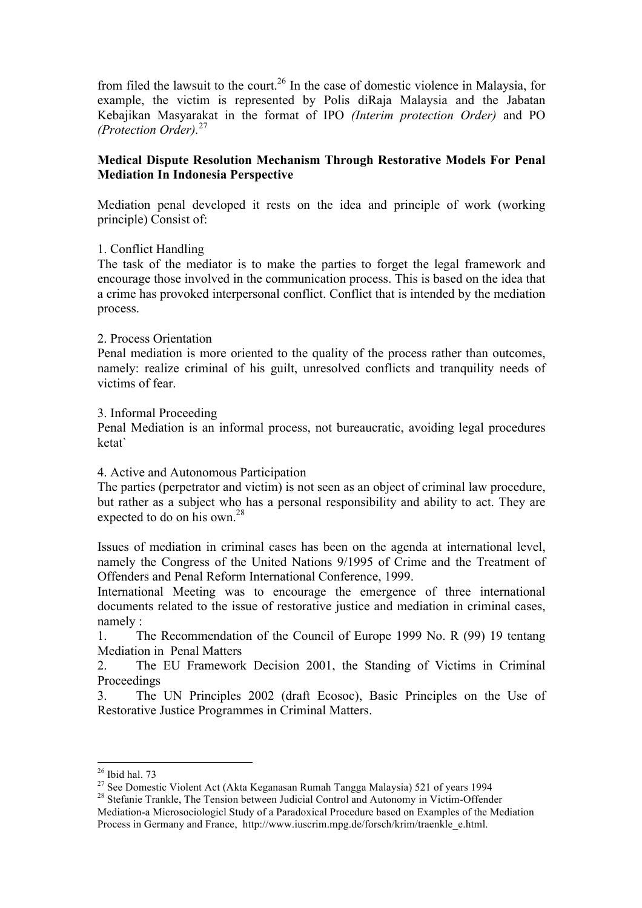from filed the lawsuit to the court.[26] In the case of domestic violence in Malaysia, for example, the victim is represented by Polis diRaja Malaysia and the Jabatan Kebajikan Masyarakat in the format of IPO *(Interim protection Order)* and PO *(Protection Order)*.[27]

**Medical Dispute Resolution Mechanism Through Restorative Models For Penal Mediation In Indonesia Perspective**

Mediation penal developed it rests on the idea and principle of work (working principle) Consist of:

1. Conflict Handling
The task of the mediator is to make the parties to forget the legal framework and encourage those involved in the communication process. This is based on the idea that a crime has provoked interpersonal conflict. Conflict that is intended by the mediation process.

2. Process Orientation
Penal mediation is more oriented to the quality of the process rather than outcomes, namely: realize criminal of his guilt, unresolved conflicts and tranquility needs of victims of fear.

3. Informal Proceeding
Penal Mediation is an informal process, not bureaucratic, avoiding legal procedures ketat`

4. Active and Autonomous Participation
The parties (perpetrator and victim) is not seen as an object of criminal law procedure, but rather as a subject who has a personal responsibility and ability to act. They are expected to do on his own.[28]

Issues of mediation in criminal cases has been on the agenda at international level, namely the Congress of the United Nations 9/1995 of Crime and the Treatment of Offenders and Penal Reform International Conference, 1999.
International Meeting was to encourage the emergence of three international documents related to the issue of restorative justice and mediation in criminal cases, namely :

1. The Recommendation of the Council of Europe 1999 No. R (99) 19 tentang Mediation in Penal Matters
2. The EU Framework Decision 2001, the Standing of Victims in Criminal Proceedings
3. The UN Principles 2002 (draft Ecosoc), Basic Principles on the Use of Restorative Justice Programmes in Criminal Matters.

---

[26] Ibid hal. 73

[27] See Domestic Violent Act (Akta Keganasan Rumah Tangga Malaysia) 521 of years 1994

[28] Stefanie Trankle, The Tension between Judicial Control and Autonomy in Victim-Offender Mediation-a Microsociologicl Study of a Paradoxical Procedure based on Examples of the Mediation Process in Germany and France, http://www.iuscrim.mpg.de/forsch/krim/traenkle_e.html.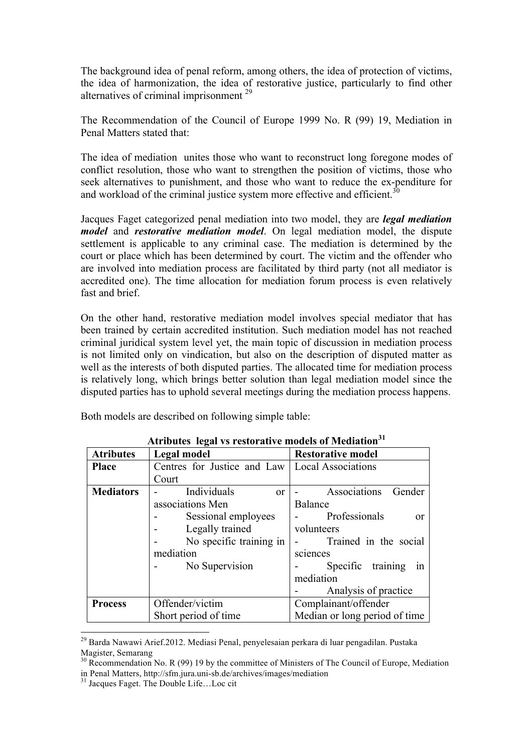The background idea of penal reform, among others, the idea of protection of victims, the idea of harmonization, the idea of restorative justice, particularly to find other alternatives of criminal imprisonment [29]

The Recommendation of the Council of Europe 1999 No. R (99) 19, Mediation in Penal Matters stated that:

The idea of mediation unites those who want to reconstruct long foregone modes of conflict resolution, those who want to strengthen the position of victims, those who seek alternatives to punishment, and those who want to reduce the ex-penditure for and workload of the criminal justice system more effective and efficient.[30]

Jacques Faget categorized penal mediation into two model, they are ***legal mediation model*** and ***restorative mediation model***. On legal mediation model, the dispute settlement is applicable to any criminal case. The mediation is determined by the court or place which has been determined by court. The victim and the offender who are involved into mediation process are facilitated by third party (not all mediator is accredited one). The time allocation for mediation forum process is even relatively fast and brief.

On the other hand, restorative mediation model involves special mediator that has been trained by certain accredited institution. Such mediation model has not reached criminal juridical system level yet, the main topic of discussion in mediation process is not limited only on vindication, but also on the description of disputed matter as well as the interests of both disputed parties. The allocated time for mediation process is relatively long, which brings better solution than legal mediation model since the disputed parties has to uphold several meetings during the mediation process happens.

Both models are described on following simple table:

**Atributes legal vs restorative models of Mediation[31]**

| Atributes | Legal model | Restorative model |
|---|---|---|
| **Place** | Centres for Justice and Law Court | Local Associations |
| **Mediators** | - Individuals or associations Men<br>- Sessional employees<br>- Legally trained<br>- No specific training in mediation<br>- No Supervision | - Associations Gender Balance<br>- Professionals or volunteers<br>- Trained in the social sciences<br>- Specific training in mediation<br>- Analysis of practice |
| **Process** | Offender/victim<br>Short period of time | Complainant/offender<br>Median or long period of time |

---

[29] Barda Nawawi Arief.2012. Mediasi Penal, penyelesaian perkara di luar pengadilan. Pustaka Magister, Semarang

[30] Recommendation No. R (99) 19 by the committee of Ministers of The Council of Europe, Mediation in Penal Matters, http://sfm.jura.uni-sb.de/archives/images/mediation

[31] Jacques Faget. The Double Life…Loc cit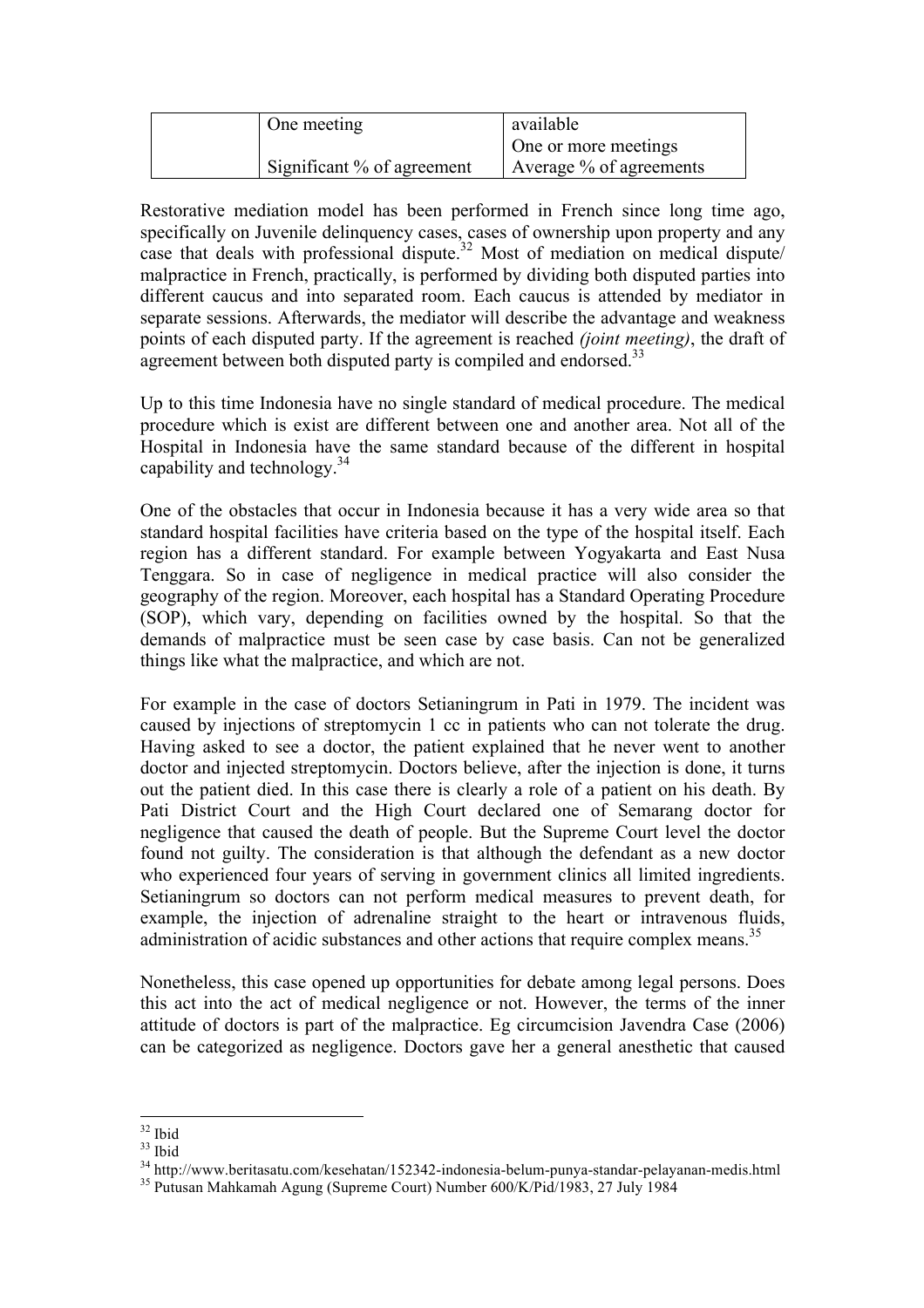| | | |
|---|---|---|
| | One meeting | available<br>One or more meetings |
| | Significant % of agreement | Average % of agreements |

Restorative mediation model has been performed in French since long time ago, specifically on Juvenile delinquency cases, cases of ownership upon property and any case that deals with professional dispute.[32] Most of mediation on medical dispute/ malpractice in French, practically, is performed by dividing both disputed parties into different caucus and into separated room. Each caucus is attended by mediator in separate sessions. Afterwards, the mediator will describe the advantage and weakness points of each disputed party. If the agreement is reached *(joint meeting)*, the draft of agreement between both disputed party is compiled and endorsed.[33]

Up to this time Indonesia have no single standard of medical procedure. The medical procedure which is exist are different between one and another area. Not all of the Hospital in Indonesia have the same standard because of the different in hospital capability and technology.[34]

One of the obstacles that occur in Indonesia because it has a very wide area so that standard hospital facilities have criteria based on the type of the hospital itself. Each region has a different standard. For example between Yogyakarta and East Nusa Tenggara. So in case of negligence in medical practice will also consider the geography of the region. Moreover, each hospital has a Standard Operating Procedure (SOP), which vary, depending on facilities owned by the hospital. So that the demands of malpractice must be seen case by case basis. Can not be generalized things like what the malpractice, and which are not.

For example in the case of doctors Setianingrum in Pati in 1979. The incident was caused by injections of streptomycin 1 cc in patients who can not tolerate the drug. Having asked to see a doctor, the patient explained that he never went to another doctor and injected streptomycin. Doctors believe, after the injection is done, it turns out the patient died. In this case there is clearly a role of a patient on his death. By Pati District Court and the High Court declared one of Semarang doctor for negligence that caused the death of people. But the Supreme Court level the doctor found not guilty. The consideration is that although the defendant as a new doctor who experienced four years of serving in government clinics all limited ingredients. Setianingrum so doctors can not perform medical measures to prevent death, for example, the injection of adrenaline straight to the heart or intravenous fluids, administration of acidic substances and other actions that require complex means.[35]

Nonetheless, this case opened up opportunities for debate among legal persons. Does this act into the act of medical negligence or not. However, the terms of the inner attitude of doctors is part of the malpractice. Eg circumcision Javendra Case (2006) can be categorized as negligence. Doctors gave her a general anesthetic that caused

---

[32] Ibid

[33] Ibid

[34] http://www.beritasatu.com/kesehatan/152342-indonesia-belum-punya-standar-pelayanan-medis.html

[35] Putusan Mahkamah Agung (Supreme Court) Number 600/K/Pid/1983, 27 July 1984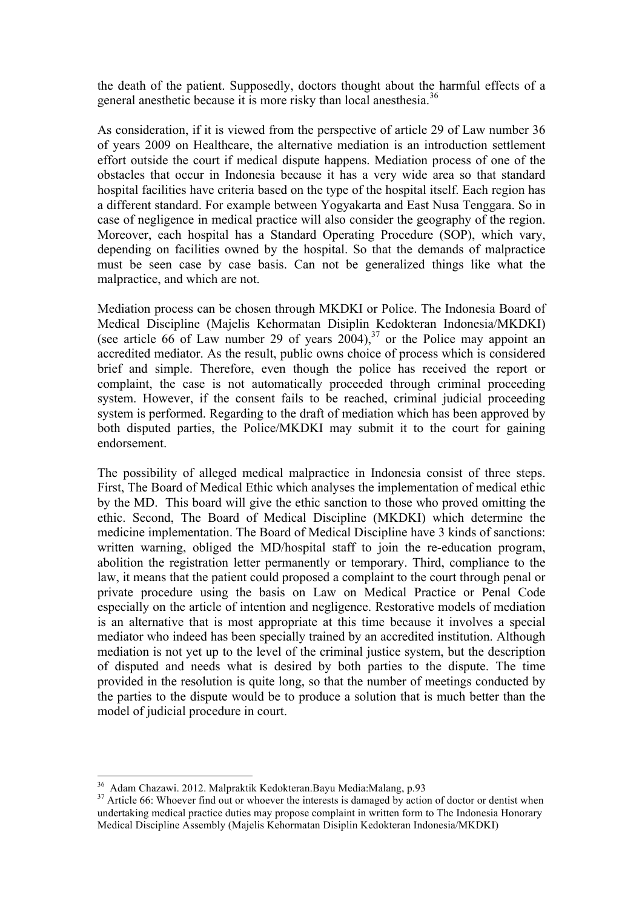the death of the patient. Supposedly, doctors thought about the harmful effects of a general anesthetic because it is more risky than local anesthesia.[36]

As consideration, if it is viewed from the perspective of article 29 of Law number 36 of years 2009 on Healthcare, the alternative mediation is an introduction settlement effort outside the court if medical dispute happens. Mediation process of one of the obstacles that occur in Indonesia because it has a very wide area so that standard hospital facilities have criteria based on the type of the hospital itself. Each region has a different standard. For example between Yogyakarta and East Nusa Tenggara. So in case of negligence in medical practice will also consider the geography of the region. Moreover, each hospital has a Standard Operating Procedure (SOP), which vary, depending on facilities owned by the hospital. So that the demands of malpractice must be seen case by case basis. Can not be generalized things like what the malpractice, and which are not.

Mediation process can be chosen through MKDKI or Police. The Indonesia Board of Medical Discipline (Majelis Kehormatan Disiplin Kedokteran Indonesia/MKDKI) (see article 66 of Law number 29 of years 2004),[37] or the Police may appoint an accredited mediator. As the result, public owns choice of process which is considered brief and simple. Therefore, even though the police has received the report or complaint, the case is not automatically proceeded through criminal proceeding system. However, if the consent fails to be reached, criminal judicial proceeding system is performed. Regarding to the draft of mediation which has been approved by both disputed parties, the Police/MKDKI may submit it to the court for gaining endorsement.

The possibility of alleged medical malpractice in Indonesia consist of three steps. First, The Board of Medical Ethic which analyses the implementation of medical ethic by the MD. This board will give the ethic sanction to those who proved omitting the ethic. Second, The Board of Medical Discipline (MKDKI) which determine the medicine implementation. The Board of Medical Discipline have 3 kinds of sanctions: written warning, obliged the MD/hospital staff to join the re-education program, abolition the registration letter permanently or temporary. Third, compliance to the law, it means that the patient could proposed a complaint to the court through penal or private procedure using the basis on Law on Medical Practice or Penal Code especially on the article of intention and negligence. Restorative models of mediation is an alternative that is most appropriate at this time because it involves a special mediator who indeed has been specially trained by an accredited institution. Although mediation is not yet up to the level of the criminal justice system, but the description of disputed and needs what is desired by both parties to the dispute. The time provided in the resolution is quite long, so that the number of meetings conducted by the parties to the dispute would be to produce a solution that is much better than the model of judicial procedure in court.

---

[36] Adam Chazawi. 2012. Malpraktik Kedokteran.Bayu Media:Malang, p.93

[37] Article 66: Whoever find out or whoever the interests is damaged by action of doctor or dentist when undertaking medical practice duties may propose complaint in written form to The Indonesia Honorary Medical Discipline Assembly (Majelis Kehormatan Disiplin Kedokteran Indonesia/MKDKI)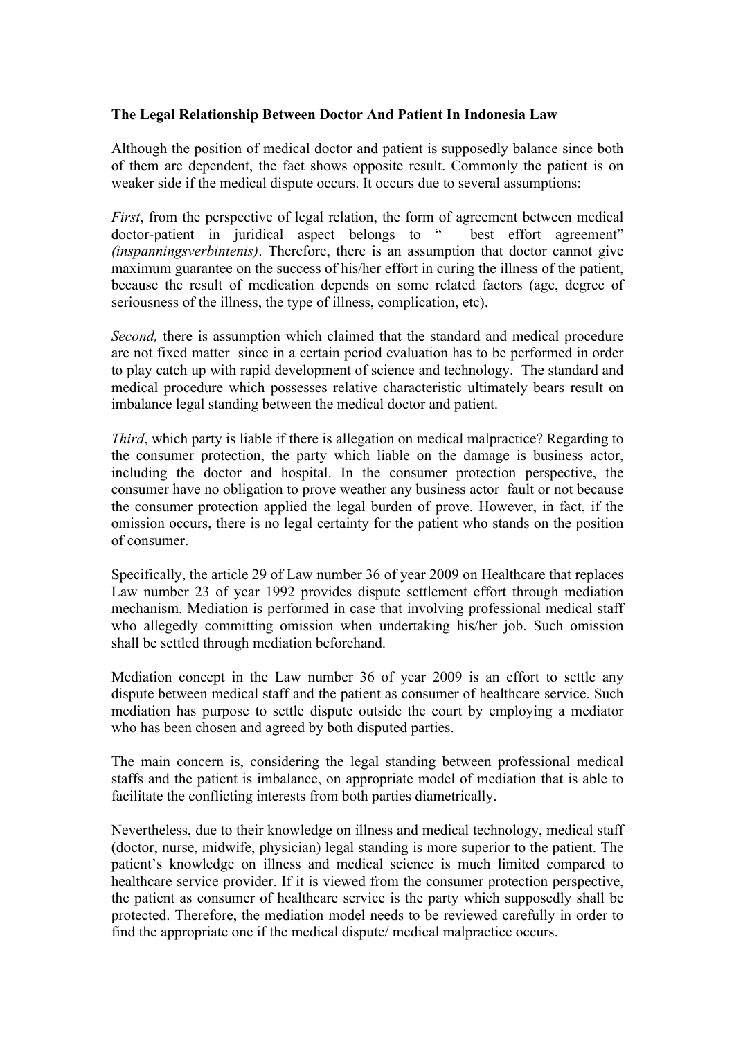**The Legal Relationship Between Doctor And Patient In Indonesia Law**

Although the position of medical doctor and patient is supposedly balance since both of them are dependent, the fact shows opposite result. Commonly the patient is on weaker side if the medical dispute occurs. It occurs due to several assumptions:

*First*, from the perspective of legal relation, the form of agreement between medical doctor-patient in juridical aspect belongs to " best effort agreement" *(inspanningsverbintenis)*. Therefore, there is an assumption that doctor cannot give maximum guarantee on the success of his/her effort in curing the illness of the patient, because the result of medication depends on some related factors (age, degree of seriousness of the illness, the type of illness, complication, etc).

*Second,* there is assumption which claimed that the standard and medical procedure are not fixed matter since in a certain period evaluation has to be performed in order to play catch up with rapid development of science and technology. The standard and medical procedure which possesses relative characteristic ultimately bears result on imbalance legal standing between the medical doctor and patient.

*Third*, which party is liable if there is allegation on medical malpractice? Regarding to the consumer protection, the party which liable on the damage is business actor, including the doctor and hospital. In the consumer protection perspective, the consumer have no obligation to prove weather any business actor fault or not because the consumer protection applied the legal burden of prove. However, in fact, if the omission occurs, there is no legal certainty for the patient who stands on the position of consumer.

Specifically, the article 29 of Law number 36 of year 2009 on Healthcare that replaces Law number 23 of year 1992 provides dispute settlement effort through mediation mechanism. Mediation is performed in case that involving professional medical staff who allegedly committing omission when undertaking his/her job. Such omission shall be settled through mediation beforehand.

Mediation concept in the Law number 36 of year 2009 is an effort to settle any dispute between medical staff and the patient as consumer of healthcare service. Such mediation has purpose to settle dispute outside the court by employing a mediator who has been chosen and agreed by both disputed parties.

The main concern is, considering the legal standing between professional medical staffs and the patient is imbalance, on appropriate model of mediation that is able to facilitate the conflicting interests from both parties diametrically.

Nevertheless, due to their knowledge on illness and medical technology, medical staff (doctor, nurse, midwife, physician) legal standing is more superior to the patient. The patient's knowledge on illness and medical science is much limited compared to healthcare service provider. If it is viewed from the consumer protection perspective, the patient as consumer of healthcare service is the party which supposedly shall be protected. Therefore, the mediation model needs to be reviewed carefully in order to find the appropriate one if the medical dispute/ medical malpractice occurs.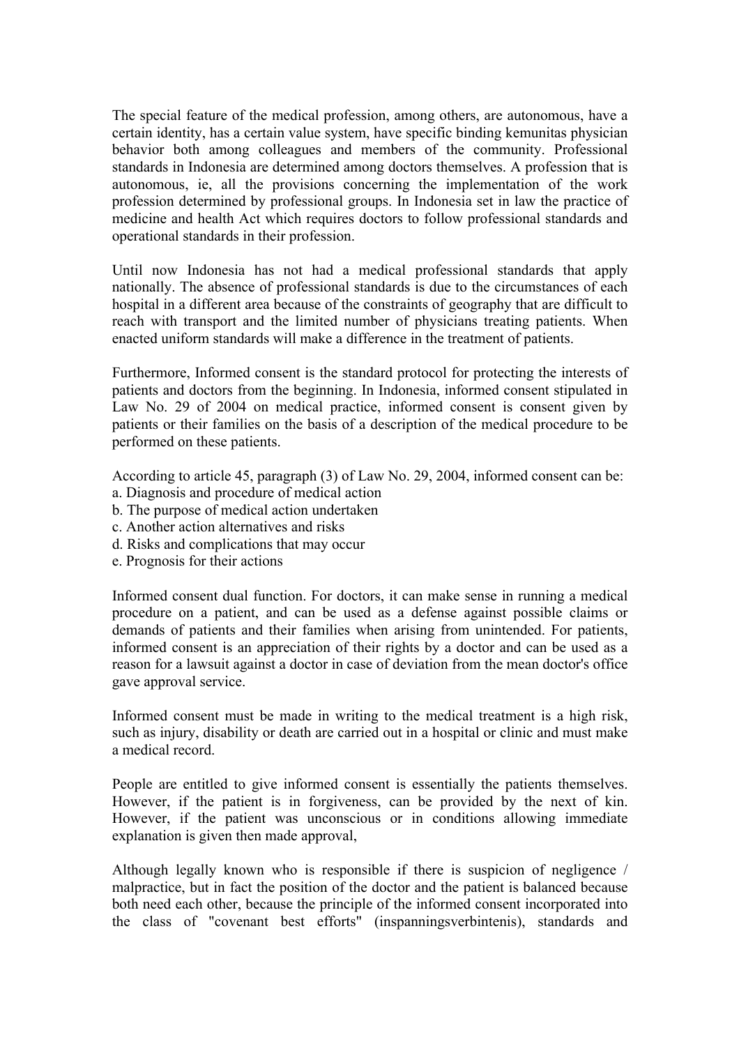The special feature of the medical profession, among others, are autonomous, have a certain identity, has a certain value system, have specific binding kemunitas physician behavior both among colleagues and members of the community. Professional standards in Indonesia are determined among doctors themselves. A profession that is autonomous, ie, all the provisions concerning the implementation of the work profession determined by professional groups. In Indonesia set in law the practice of medicine and health Act which requires doctors to follow professional standards and operational standards in their profession.

Until now Indonesia has not had a medical professional standards that apply nationally. The absence of professional standards is due to the circumstances of each hospital in a different area because of the constraints of geography that are difficult to reach with transport and the limited number of physicians treating patients. When enacted uniform standards will make a difference in the treatment of patients.

Furthermore, Informed consent is the standard protocol for protecting the interests of patients and doctors from the beginning. In Indonesia, informed consent stipulated in Law No. 29 of 2004 on medical practice, informed consent is consent given by patients or their families on the basis of a description of the medical procedure to be performed on these patients.

According to article 45, paragraph (3) of Law No. 29, 2004, informed consent can be:
a. Diagnosis and procedure of medical action
b. The purpose of medical action undertaken
c. Another action alternatives and risks
d. Risks and complications that may occur
e. Prognosis for their actions

Informed consent dual function. For doctors, it can make sense in running a medical procedure on a patient, and can be used as a defense against possible claims or demands of patients and their families when arising from unintended. For patients, informed consent is an appreciation of their rights by a doctor and can be used as a reason for a lawsuit against a doctor in case of deviation from the mean doctor's office gave approval service.

Informed consent must be made in writing to the medical treatment is a high risk, such as injury, disability or death are carried out in a hospital or clinic and must make a medical record.

People are entitled to give informed consent is essentially the patients themselves. However, if the patient is in forgiveness, can be provided by the next of kin. However, if the patient was unconscious or in conditions allowing immediate explanation is given then made approval,

Although legally known who is responsible if there is suspicion of negligence / malpractice, but in fact the position of the doctor and the patient is balanced because both need each other, because the principle of the informed consent incorporated into the class of "covenant best efforts" (inspanningsverbintenis), standards and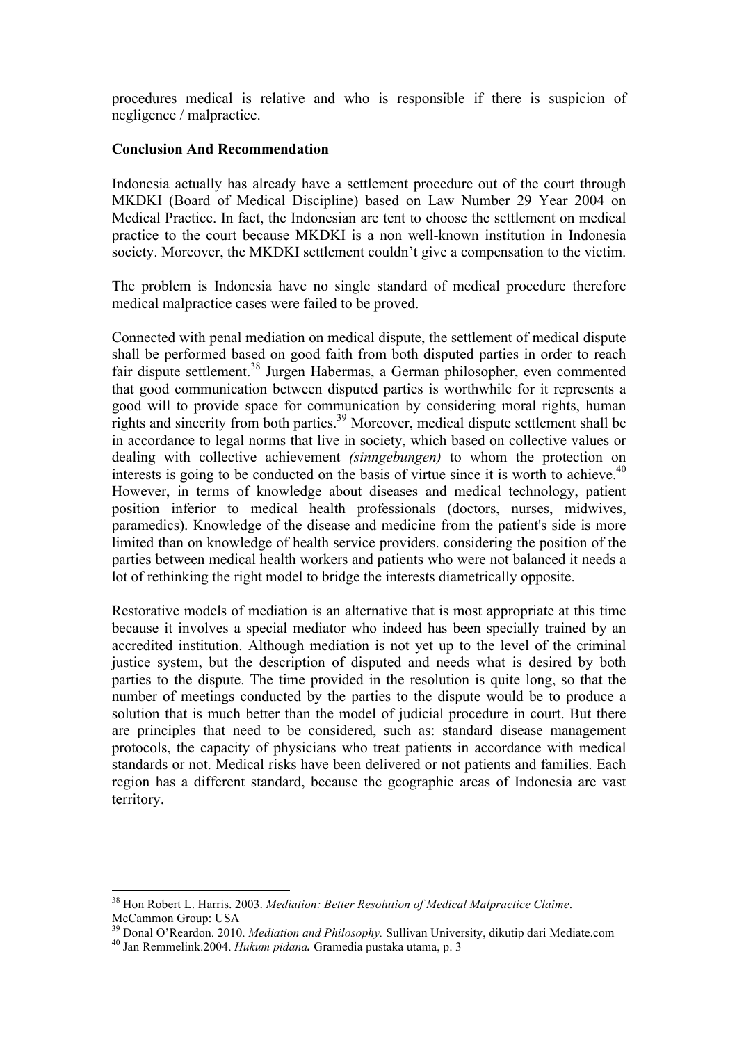procedures medical is relative and who is responsible if there is suspicion of negligence / malpractice.

**Conclusion And Recommendation**

Indonesia actually has already have a settlement procedure out of the court through MKDKI (Board of Medical Discipline) based on Law Number 29 Year 2004 on Medical Practice. In fact, the Indonesian are tent to choose the settlement on medical practice to the court because MKDKI is a non well-known institution in Indonesia society. Moreover, the MKDKI settlement couldn't give a compensation to the victim.

The problem is Indonesia have no single standard of medical procedure therefore medical malpractice cases were failed to be proved.

Connected with penal mediation on medical dispute, the settlement of medical dispute shall be performed based on good faith from both disputed parties in order to reach fair dispute settlement.[38] Jurgen Habermas, a German philosopher, even commented that good communication between disputed parties is worthwhile for it represents a good will to provide space for communication by considering moral rights, human rights and sincerity from both parties.[39] Moreover, medical dispute settlement shall be in accordance to legal norms that live in society, which based on collective values or dealing with collective achievement *(sinngebungen)* to whom the protection on interests is going to be conducted on the basis of virtue since it is worth to achieve.[40] However, in terms of knowledge about diseases and medical technology, patient position inferior to medical health professionals (doctors, nurses, midwives, paramedics). Knowledge of the disease and medicine from the patient's side is more limited than on knowledge of health service providers. considering the position of the parties between medical health workers and patients who were not balanced it needs a lot of rethinking the right model to bridge the interests diametrically opposite.

Restorative models of mediation is an alternative that is most appropriate at this time because it involves a special mediator who indeed has been specially trained by an accredited institution. Although mediation is not yet up to the level of the criminal justice system, but the description of disputed and needs what is desired by both parties to the dispute. The time provided in the resolution is quite long, so that the number of meetings conducted by the parties to the dispute would be to produce a solution that is much better than the model of judicial procedure in court. But there are principles that need to be considered, such as: standard disease management protocols, the capacity of physicians who treat patients in accordance with medical standards or not. Medical risks have been delivered or not patients and families. Each region has a different standard, because the geographic areas of Indonesia are vast territory.

---

[38] Hon Robert L. Harris. 2003. *Mediation: Better Resolution of Medical Malpractice Claime*. McCammon Group: USA

[39] Donal O'Reardon. 2010. *Mediation and Philosophy.* Sullivan University, dikutip dari Mediate.com

[40] Jan Remmelink.2004. *Hukum pidana***.** Gramedia pustaka utama, p. 3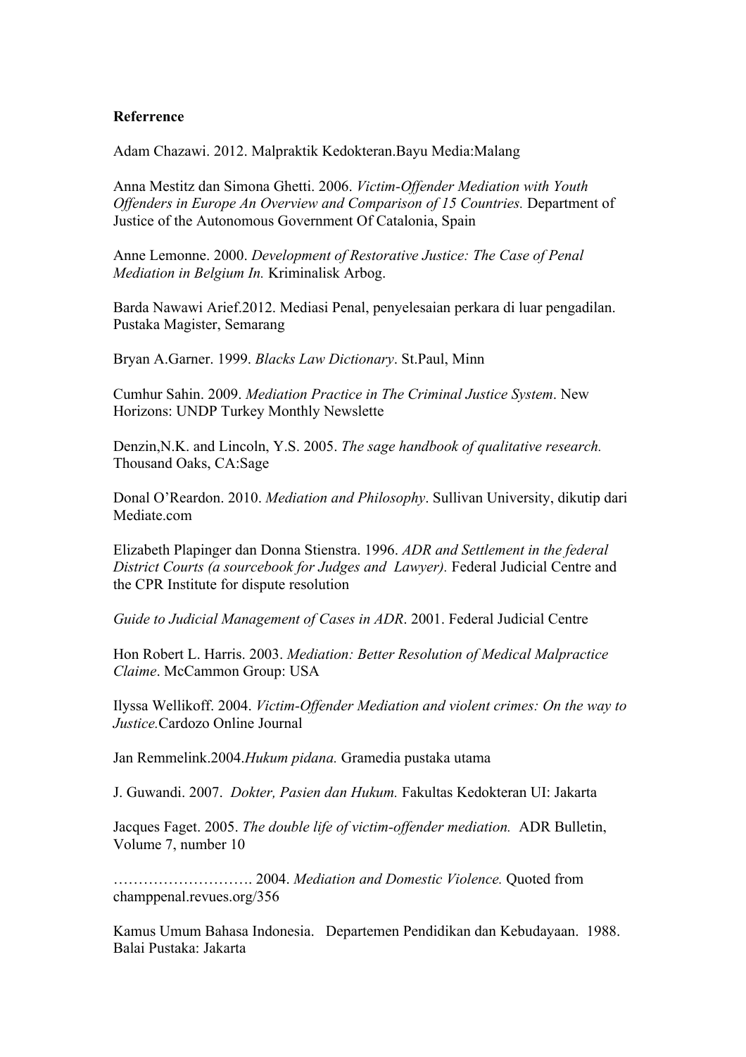**Referrence**

Adam Chazawi. 2012. Malpraktik Kedokteran.Bayu Media:Malang

Anna Mestitz dan Simona Ghetti. 2006. *Victim-Offender Mediation with Youth Offenders in Europe An Overview and Comparison of 15 Countries.* Department of Justice of the Autonomous Government Of Catalonia, Spain

Anne Lemonne. 2000. *Development of Restorative Justice: The Case of Penal Mediation in Belgium In.* Kriminalisk Arbog.

Barda Nawawi Arief.2012. Mediasi Penal, penyelesaian perkara di luar pengadilan. Pustaka Magister, Semarang

Bryan A.Garner. 1999. *Blacks Law Dictionary*. St.Paul, Minn

Cumhur Sahin. 2009. *Mediation Practice in The Criminal Justice System*. New Horizons: UNDP Turkey Monthly Newslette

Denzin,N.K. and Lincoln, Y.S. 2005. *The sage handbook of qualitative research.* Thousand Oaks, CA:Sage

Donal O'Reardon. 2010. *Mediation and Philosophy*. Sullivan University, dikutip dari Mediate.com

Elizabeth Plapinger dan Donna Stienstra. 1996. *ADR and Settlement in the federal District Courts (a sourcebook for Judges and Lawyer).* Federal Judicial Centre and the CPR Institute for dispute resolution

*Guide to Judicial Management of Cases in ADR*. 2001. Federal Judicial Centre

Hon Robert L. Harris. 2003. *Mediation: Better Resolution of Medical Malpractice Claime*. McCammon Group: USA

Ilyssa Wellikoff. 2004. *Victim-Offender Mediation and violent crimes: On the way to Justice.*Cardozo Online Journal

Jan Remmelink.2004.*Hukum pidana.* Gramedia pustaka utama

J. Guwandi. 2007. *Dokter, Pasien dan Hukum.* Fakultas Kedokteran UI: Jakarta

Jacques Faget. 2005. *The double life of victim-offender mediation.* ADR Bulletin, Volume 7, number 10

………………………. 2004. *Mediation and Domestic Violence.* Quoted from champpenal.revues.org/356

Kamus Umum Bahasa Indonesia. Departemen Pendidikan dan Kebudayaan. 1988. Balai Pustaka: Jakarta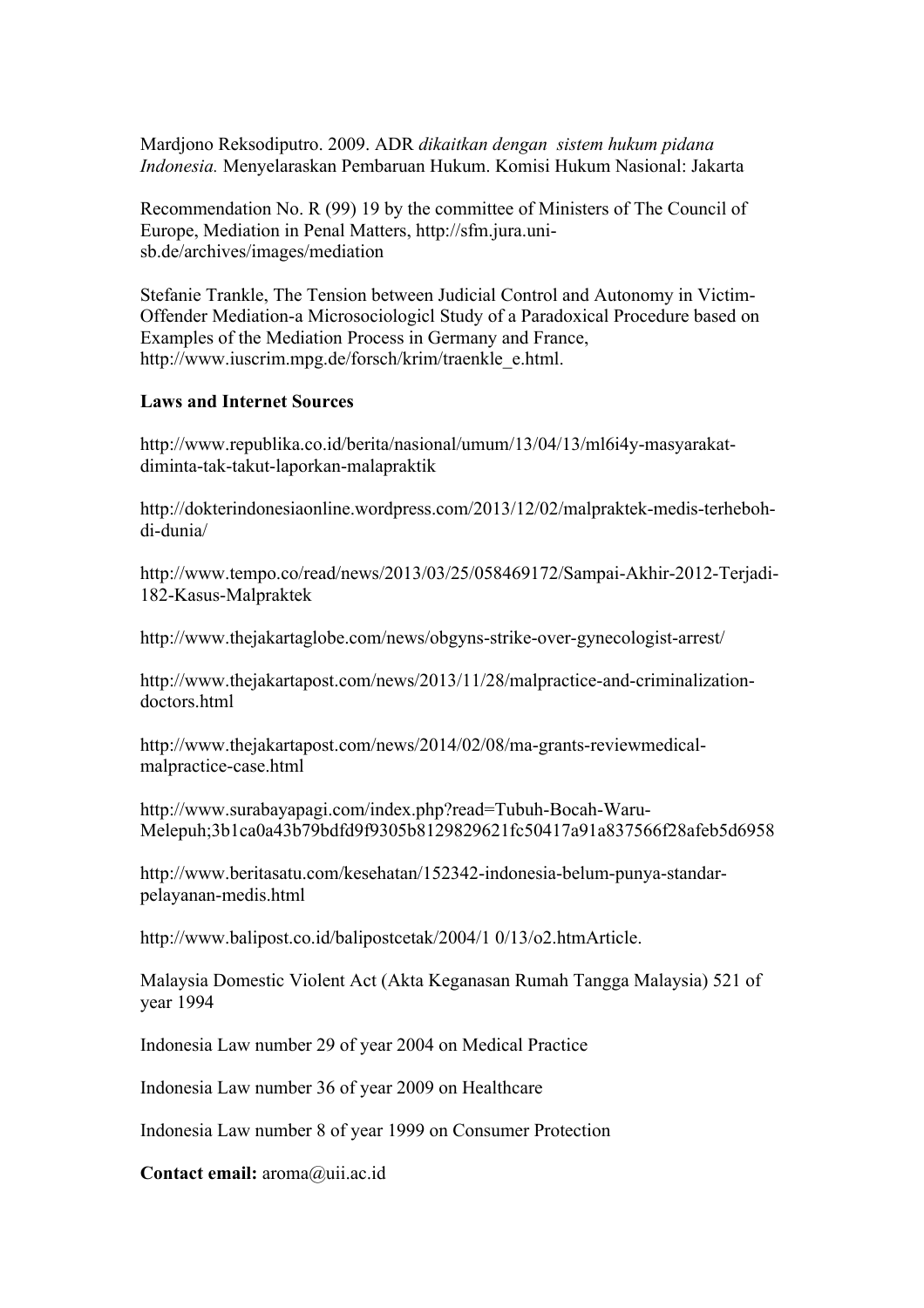Mardjono Reksodiputro. 2009. ADR *dikaitkan dengan sistem hukum pidana Indonesia.* Menyelaraskan Pembaruan Hukum. Komisi Hukum Nasional: Jakarta

Recommendation No. R (99) 19 by the committee of Ministers of The Council of Europe, Mediation in Penal Matters, http://sfm.jura.uni-sb.de/archives/images/mediation

Stefanie Trankle, The Tension between Judicial Control and Autonomy in Victim-Offender Mediation-a Microsociologicl Study of a Paradoxical Procedure based on Examples of the Mediation Process in Germany and France, http://www.iuscrim.mpg.de/forsch/krim/traenkle_e.html.

**Laws and Internet Sources**

http://www.republika.co.id/berita/nasional/umum/13/04/13/ml6i4y-masyarakat-diminta-tak-takut-laporkan-malapraktik

http://dokterindonesiaonline.wordpress.com/2013/12/02/malpraktek-medis-terheboh-di-dunia/

http://www.tempo.co/read/news/2013/03/25/058469172/Sampai-Akhir-2012-Terjadi-182-Kasus-Malpraktek

http://www.thejakartaglobe.com/news/obgyns-strike-over-gynecologist-arrest/

http://www.thejakartapost.com/news/2013/11/28/malpractice-and-criminalization-doctors.html

http://www.thejakartapost.com/news/2014/02/08/ma-grants-reviewmedical-malpractice-case.html

http://www.surabayapagi.com/index.php?read=Tubuh-Bocah-Waru-Melepuh;3b1ca0a43b79bdfd9f9305b8129829621fc50417a91a837566f28afeb5d6958

http://www.beritasatu.com/kesehatan/152342-indonesia-belum-punya-standar-pelayanan-medis.html

http://www.balipost.co.id/balipostcetak/2004/1 0/13/o2.htmArticle.

Malaysia Domestic Violent Act (Akta Keganasan Rumah Tangga Malaysia) 521 of year 1994

Indonesia Law number 29 of year 2004 on Medical Practice

Indonesia Law number 36 of year 2009 on Healthcare

Indonesia Law number 8 of year 1999 on Consumer Protection

**Contact email:** aroma@uii.ac.id